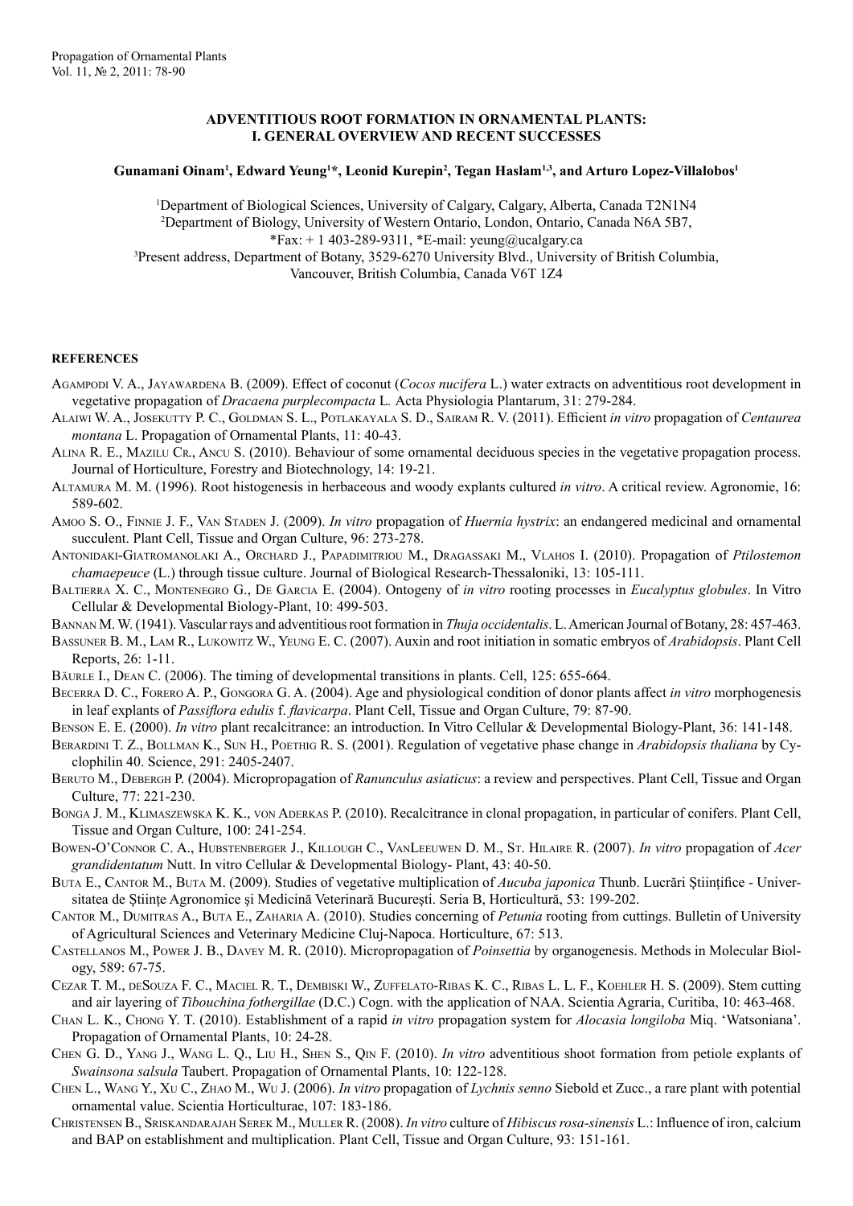# ADVENTITIOUS ROOT FORMATION IN ORNAMENTAL PLANTS: I. GENERAL OVERVIEW AND RECENT SUCCESSES

**Gunamani Oinam[1], Edward Yeung[1]*, Leonid Kurepin[2], Tegan Haslam[1,3], and Arturo Lopez-Villalobos[1]**

[1]Department of Biological Sciences, University of Calgary, Calgary, Alberta, Canada T2N1N4
[2]Department of Biology, University of Western Ontario, London, Ontario, Canada N6A 5B7,
*Fax: + 1 403-289-9311, *E-mail: yeung@ucalgary.ca
[3]Present address, Department of Botany, 3529-6270 University Blvd., University of British Columbia, Vancouver, British Columbia, Canada V6T 1Z4

## REFERENCES

Agampodi V. A., Jayawardena B. (2009). Effect of coconut (*Cocos nucifera* L.) water extracts on adventitious root development in vegetative propagation of *Dracaena purplecompacta* L. Acta Physiologia Plantarum, 31: 279-284.

Alaiwi W. A., Josekutty P. C., Goldman S. L., Potlakayala S. D., Sairam R. V. (2011). Efficient *in vitro* propagation of *Centaurea montana* L. Propagation of Ornamental Plants, 11: 40-43.

Alina R. E., Mazilu Cr., Ancu S. (2010). Behaviour of some ornamental deciduous species in the vegetative propagation process. Journal of Horticulture, Forestry and Biotechnology, 14: 19-21.

Altamura M. M. (1996). Root histogenesis in herbaceous and woody explants cultured *in vitro*. A critical review. Agronomie, 16: 589-602.

Amoo S. O., Finnie J. F., Van Staden J. (2009). *In vitro* propagation of *Huernia hystrix*: an endangered medicinal and ornamental succulent. Plant Cell, Tissue and Organ Culture, 96: 273-278.

Antonidaki-Giatromanolaki A., Orchard J., Papadimitriou M., Dragassaki M., Vlahos I. (2010). Propagation of *Ptilostemon chamaepeuce* (L.) through tissue culture. Journal of Biological Research-Thessaloniki, 13: 105-111.

Baltierra X. C., Montenegro G., De Garcia E. (2004). Ontogeny of *in vitro* rooting processes in *Eucalyptus globules*. In Vitro Cellular & Developmental Biology-Plant, 10: 499-503.

Bannan M. W. (1941). Vascular rays and adventitious root formation in *Thuja occidentalis*. L. American Journal of Botany, 28: 457-463.

Bassuner B. M., Lam R., Lukowitz W., Yeung E. C. (2007). Auxin and root initiation in somatic embryos of *Arabidopsis*. Plant Cell Reports, 26: 1-11.

Bäurle I., Dean C. (2006). The timing of developmental transitions in plants. Cell, 125: 655-664.

Becerra D. C., Forero A. P., Gongora G. A. (2004). Age and physiological condition of donor plants affect *in vitro* morphogenesis in leaf explants of *Passiflora edulis* f. *flavicarpa*. Plant Cell, Tissue and Organ Culture, 79: 87-90.

Benson E. E. (2000). *In vitro* plant recalcitrance: an introduction. In Vitro Cellular & Developmental Biology-Plant, 36: 141-148.

Berardini T. Z., Bollman K., Sun H., Poethig R. S. (2001). Regulation of vegetative phase change in *Arabidopsis thaliana* by Cyclophilin 40. Science, 291: 2405-2407.

Beruto M., Debergh P. (2004). Micropropagation of *Ranunculus asiaticus*: a review and perspectives. Plant Cell, Tissue and Organ Culture, 77: 221-230.

Bonga J. M., Klimaszewska K. K., von Aderkas P. (2010). Recalcitrance in clonal propagation, in particular of conifers. Plant Cell, Tissue and Organ Culture, 100: 241-254.

Bowen-O'Connor C. A., Hubstenberger J., Killough C., VanLeeuwen D. M., St. Hilaire R. (2007). *In vitro* propagation of *Acer grandidentatum* Nutt. In vitro Cellular & Developmental Biology- Plant, 43: 40-50.

Buta E., Cantor M., Buta M. (2009). Studies of vegetative multiplication of *Aucuba japonica* Thunb. Lucrări Ştiinţifice - Universitatea de Ştiinţe Agronomice şi Medicină Veterinară Bucureşti. Seria B, Horticultură, 53: 199-202.

Cantor M., Dumitras A., Buta E., Zaharia A. (2010). Studies concerning of *Petunia* rooting from cuttings. Bulletin of University of Agricultural Sciences and Veterinary Medicine Cluj-Napoca. Horticulture, 67: 513.

Castellanos M., Power J. B., Davey M. R. (2010). Micropropagation of *Poinsettia* by organogenesis. Methods in Molecular Biology, 589: 67-75.

Cezar T. M., deSouza F. C., Maciel R. T., Dembiski W., Zuffelato-Ribas K. C., Ribas L. L. F., Koehler H. S. (2009). Stem cutting and air layering of *Tibouchina fothergillae* (D.C.) Cogn. with the application of NAA. Scientia Agraria, Curitiba, 10: 463-468.

Chan L. K., Chong Y. T. (2010). Establishment of a rapid *in vitro* propagation system for *Alocasia longiloba* Miq. 'Watsoniana'. Propagation of Ornamental Plants, 10: 24-28.

Chen G. D., Yang J., Wang L. Q., Liu H., Shen S., Qin F. (2010). *In vitro* adventitious shoot formation from petiole explants of *Swainsona salsula* Taubert. Propagation of Ornamental Plants, 10: 122-128.

Chen L., Wang Y., Xu C., Zhao M., Wu J. (2006). *In vitro* propagation of *Lychnis senno* Siebold et Zucc., a rare plant with potential ornamental value. Scientia Horticulturae, 107: 183-186.

Christensen B., Sriskandarajah Serek M., Muller R. (2008). *In vitro* culture of *Hibiscus rosa-sinensis* L.: Influence of iron, calcium and BAP on establishment and multiplication. Plant Cell, Tissue and Organ Culture, 93: 151-161.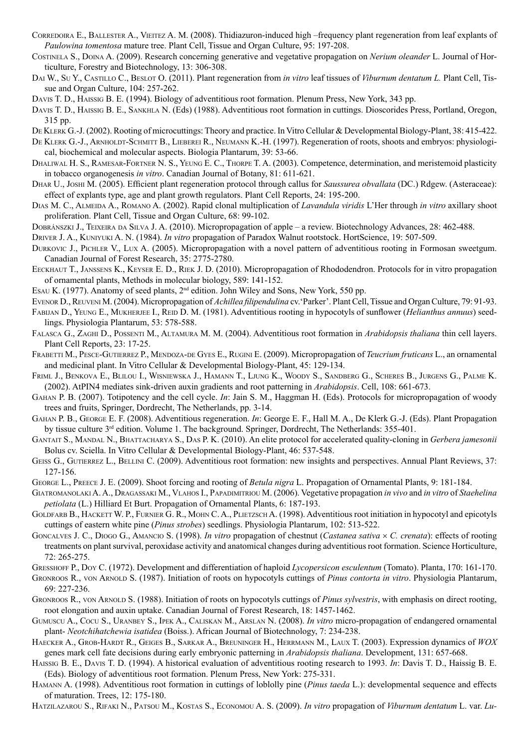Corredoira E., Ballester A., Vieitez A. M. (2008). Thidiazuron-induced high –frequency plant regeneration from leaf explants of *Paulowina tomentosa* mature tree. Plant Cell, Tissue and Organ Culture, 95: 197-208.

Costinela S., Doina A. (2009). Research concerning generative and vegetative propagation on *Nerium oleander* L. Journal of Horticulture, Forestry and Biotechnology, 13: 306-308.

Dai W., Su Y., Castillo C., Beslot O. (2011). Plant regeneration from *in vitro* leaf tissues of *Viburnum dentatum L.* Plant Cell, Tissue and Organ Culture, 104: 257-262.

Davis T. D., Haissig B. E. (1994). Biology of adventitious root formation. Plenum Press, New York, 343 pp.

Davis T. D., Haissig B. E., Sankhla N. (Eds) (1988). Adventitious root formation in cuttings. Dioscorides Press, Portland, Oregon, 315 pp.

De Klerk G.-J. (2002). Rooting of microcuttings: Theory and practice. In Vitro Cellular & Developmental Biology-Plant, 38: 415-422.

De Klerk G.-J., Arnholdt-Schmitt B., Lieberei R., Neumann K.-H. (1997). Regeneration of roots, shoots and embryos: physiological, biochemical and molecular aspects. Biologia Plantarum, 39: 53-66.

Dhaliwal H. S., Ramesar-Fortner N. S., Yeung E. C., Thorpe T. A. (2003). Competence, determination, and meristemoid plasticity in tobacco organogenesis *in vitro*. Canadian Journal of Botany, 81: 611-621.

Dhar U., Joshi M. (2005). Efficient plant regeneration protocol through callus for *Saussurea obvallata* (DC.) Rdgew. (Asteraceae): effect of explants type, age and plant growth regulators. Plant Cell Reports, 24: 195-200.

Dias M. C., Almeida A., Romano A. (2002). Rapid clonal multiplication of *Lavandula viridis* L'Her through *in vitro* axillary shoot proliferation. Plant Cell, Tissue and Organ Culture, 68: 99-102.

Dobránszki J., Teixeira da Silva J. A. (2010). Micropropagation of apple – a review. Biotechnology Advances, 28: 462-488.

Driver J. A., Kuniyuki A. N. (1984). *In vitro* propagation of Paradox Walnut rootstock. HortScience, 19: 507-509.

Durkovic J., Pichler V., Lux A. (2005). Micropropagation with a novel pattern of adventitious rooting in Formosan sweetgum. Canadian Journal of Forest Research, 35: 2775-2780.

Eeckhaut T., Janssens K., Keyser E. D., Riek J. D. (2010). Micropropagation of Rhododendron. Protocols for in vitro propagation of ornamental plants, Methods in molecular biology, 589: 141-152.

Esau K. (1977). Anatomy of seed plants, 2nd edition. John Wiley and Sons, New York, 550 pp.

Evenor D., Reuveni M. (2004). Micropropagation of *Achillea filipendulina* cv.'Parker'. Plant Cell, Tissue and Organ Culture, 79: 91-93.

Fabijan D., Yeung E., Mukherjee I., Reid D. M. (1981). Adventitious rooting in hypocotyls of sunflower (*Helianthus annuus*) seedlings. Physiologia Plantarum, 53: 578-588.

Falasca G., Zaghi D., Possenti M., Altamura M. M. (2004). Adventitious root formation in *Arabidopsis thaliana* thin cell layers. Plant Cell Reports, 23: 17-25.

Frabetti M., Pesce-Gutierrez P., Mendoza-de Gyes E., Rugini E. (2009). Micropropagation of *Teucrium fruticans* L., an ornamental and medicinal plant. In Vitro Cellular & Developmental Biology-Plant, 45: 129-134.

Friml J., Benkova E., Blilou I., Wisniewska J., Hamann T., Ljung K., Woody S., Sandberg G., Scheres B., Jurgens G., Palme K. (2002). AtPIN4 mediates sink-driven auxin gradients and root patterning in *Arabidopsis*. Cell, 108: 661-673.

Gahan P. B. (2007). Totipotency and the cell cycle. *In*: Jain S. M., Haggman H. (Eds). Protocols for micropropagation of woody trees and fruits, Springer, Dordrecht, The Netherlands, pp. 3-14.

Gahan P. B., George E. F. (2008). Adventitious regeneration. *In*: George E. F., Hall M. A., De Klerk G.-J. (Eds). Plant Propagation by tissue culture 3rd edition. Volume 1. The background. Springer, Dordrecht, The Netherlands: 355-401.

Gantait S., Mandal N., Bhattacharya S., Das P. K. (2010). An elite protocol for accelerated quality-cloning in *Gerbera jamesonii* Bolus cv. Sciella. In Vitro Cellular & Developmental Biology-Plant, 46: 537-548.

Geiss G., Gutierrez L., Bellini C. (2009). Adventitious root formation: new insights and perspectives. Annual Plant Reviews, 37: 127-156.

George L., Preece J. E. (2009). Shoot forcing and rooting of *Betula nigra* L. Propagation of Ornamental Plants, 9: 181-184.

Giatromanolaki A. A., Dragassaki M., Vlahos I., Papadimitriou M. (2006). Vegetative propagation *in vivo* and *in vitro* of *Staehelina petiolata* (L.) Hilliard Et Burt. Propagation of Ornamental Plants, 6: 187-193.

Goldfarb B., Hackett W. P., Furnier G. R., Mohn C. A., Plietzsch A. (1998). Adventitious root initiation in hypocotyl and epicotyls cuttings of eastern white pine (*Pinus strobes*) seedlings. Physiologia Plantarum, 102: 513-522.

Goncalves J. C., Diogo G., Amancio S. (1998). *In vitro* propagation of chestnut (*Castanea sativa* × *C. crenata*): effects of rooting treatments on plant survival, peroxidase activity and anatomical changes during adventitious root formation. Science Horticulture, 72: 265-275.

Gresshoff P., Doy C. (1972). Development and differentiation of haploid *Lycopersicon esculentum* (Tomato). Planta, 170: 161-170.

Gronroos R., von Arnold S. (1987). Initiation of roots on hypocotyls cuttings of *Pinus contorta in vitro*. Physiologia Plantarum, 69: 227-236.

Gronroos R., von Arnold S. (1988). Initiation of roots on hypocotyls cuttings of *Pinus sylvestris*, with emphasis on direct rooting, root elongation and auxin uptake. Canadian Journal of Forest Research, 18: 1457-1462.

Gumuscu A., Cocu S., Uranbey S., Ipek A., Caliskan M., Arslan N. (2008). *In vitro* micro-propagation of endangered ornamental plant- *Neotchihatchewia isatidea* (Boiss.). African Journal of Biotechnology, 7: 234-238.

Haecker A., Grob-Hardt R., Geiges B., Sarkar A., Breuninger H., Herrmann M., Laux T. (2003). Expression dynamics of *WOX* genes mark cell fate decisions during early embryonic patterning in *Arabidopsis thaliana*. Development, 131: 657-668.

Haissig B. E., Davis T. D. (1994). A historical evaluation of adventitious rooting research to 1993. *In*: Davis T. D., Haissig B. E. (Eds). Biology of adventitious root formation. Plenum Press, New York: 275-331.

Hamann A. (1998). Adventitious root formation in cuttings of loblolly pine (*Pinus taeda* L.): developmental sequence and effects of maturation. Trees, 12: 175-180.

Hatzilazarou S., Rifaki N., Patsou M., Kostas S., Economou A. S. (2009). *In vitro* propagation of *Viburnum dentatum* L. var. *Lu-*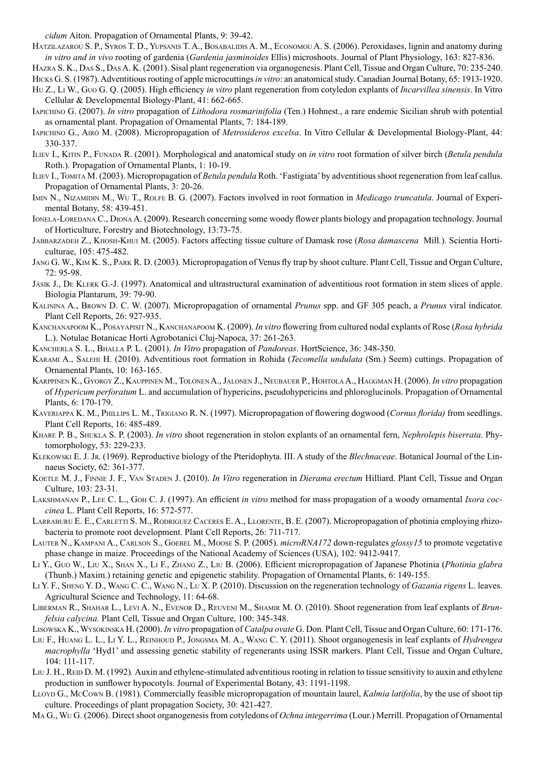*cidum* Aiton. Propagation of Ornamental Plants, 9: 39-42.

Hatzilazarou S. P., Syros T. D., Yupsanis T. A., Bosabalidis A. M., Economou A. S. (2006). Peroxidases, lignin and anatomy during *in vitro and in vivo* rooting of gardenia (*Gardenia jasminoides* Ellis) microshoots. Journal of Plant Physiology, 163: 827-836.

Hazra S. K., Das S., Das A. K. (2001). Sisal plant regeneration via organogenesis. Plant Cell, Tissue and Organ Culture, 70: 235-240.

Hicks G. S. (1987). Adventitious rooting of apple microcuttings *in vitro*: an anatomical study. Canadian Journal Botany, 65: 1913-1920.

Hu Z., Li W., Guo G. Q. (2005). High efficiency *in vitro* plant regeneration from cotyledon explants of *Incarvillea sinensis*. In Vitro Cellular & Developmental Biology-Plant, 41: 662-665.

Iapichino G. (2007). *In vitro* propagation of *Lithodora rosmarinifolia* (Ten.) Hohnest., a rare endemic Sicilian shrub with potential as ornamental plant. Propagation of Ornamental Plants, 7: 184-189.

Iapichino G., Airò M. (2008). Micropropagation of *Metrosideros excelsa*. In Vitro Cellular & Developmental Biology-Plant, 44: 330-337.

Iliev I., Kitin P., Funada R. (2001). Morphological and anatomical study on *in vitro* root formation of silver birch (*Betula pendula* Roth.). Propagation of Ornamental Plants, 1: 10-19.

Iliev I., Tomita M. (2003). Micropropagation of *Betula pendula* Roth. 'Fastigiata' by adventitious shoot regeneration from leaf callus. Propagation of Ornamental Plants, 3: 20-26.

Imin N., Nizamidin M., Wu T., Rolfe B. G. (2007). Factors involved in root formation in *Medicago truncatula*. Journal of Experimental Botany, 58: 439-451.

Ionela-Loredana C., Diona A. (2009). Research concerning some woody flower plants biology and propagation technology. Journal of Horticulture, Forestry and Biotechnology, 13:73-75.

Jabbarzadeh Z., Khosh-Khui M. (2005). Factors affecting tissue culture of Damask rose (*Rosa damascena* Mill.). Scientia Horticulturae, 105: 475-482.

Jang G. W., Kim K. S., Park R. D. (2003). Micropropagation of Venus fly trap by shoot culture. Plant Cell, Tissue and Organ Culture, 72: 95-98.

Jásik J., De Klerk G.-J. (1997). Anatomical and ultrastructural examination of adventitious root formation in stem slices of apple. Biologia Plantarum, 39: 79-90.

Kalinina A., Brown D. C. W. (2007). Micropropagation of ornamental *Prunus* spp. and GF 305 peach, a *Prunus* viral indicator. Plant Cell Reports, 26: 927-935.

Kanchanapoom K., Posayapisit N., Kanchanapoom K. (2009). *In vitro* flowering from cultured nodal explants of Rose (*Rosa hybrida* L.). Notulae Botanicae Horti Agrobotanici Cluj-Napoca, 37: 261-263.

Kancherla S. L., Bhalla P. L. (2001). *In Vitro* propagation of *Pandoreas*. HortScience, 36: 348-350.

Karami A., Salehi H. (2010). Adventitious root formation in Rohida (*Tecomella undulata* (Sm.) Seem) cuttings. Propagation of Ornamental Plants, 10: 163-165.

Karppinen K., Gyorgy Z., Kauppinen M., Tolonen A., Jalonen J., Neubauer P., Hohtola A., Haggman H. (2006). *In vitro* propagation of *Hypericum perforatum* L. and accumulation of hypericins, pseudohypericins and phloroglucinols. Propagation of Ornamental Plants, 6: 170-179.

Kaveriappa K. M., Phillips L. M., Trigiano R. N. (1997). Micropropagation of flowering dogwood (*Cornus florida)* from seedlings. Plant Cell Reports, 16: 485-489.

Khare P. B., Shukla S. P. (2003). *In vitro* shoot regeneration in stolon explants of an ornamental fern, *Nephrolepis biserrata*. Phytomorphology, 53: 229-233.

Klekowski E. J. Jr. (1969). Reproductive biology of the Pteridophyta. III. A study of the *Blechnaceae*. Botanical Journal of the Linnaeus Society, 62: 361-377.

Koetle M. J., Finnie J. F., Van Staden J. (2010). *In Vitro* regeneration in *Dierama erectum* Hilliard. Plant Cell, Tissue and Organ Culture, 103: 23-31.

Lakshmanan P., Lee C. L., Goh C. J. (1997). An efficient *in vitro* method for mass propagation of a woody ornamental *Ixora coccinea* L. Plant Cell Reports, 16: 572-577.

Larraburu E. E., Carletti S. M., Rodriguez Caceres E. A., Llorente, B. E. (2007). Micropropagation of photinia employing rhizobacteria to promote root development. Plant Cell Reports, 26: 711-717.

Lauter N., Kampani A., Carlson S., Goebel M., Moose S. P. (2005). *microRNA172* down-regulates *glossy15* to promote vegetative phase change in maize. Proceedings of the National Academy of Sciences (USA), 102: 9412-9417.

Li Y., Guo W., Liu X., Shan X., Li F., Zhang Z., Liu B. (2006). Efficient micropropagation of Japanese Photinia (*Photinia glabra* (Thunb.) Maxim.) retaining genetic and epigenetic stability. Propagation of Ornamental Plants, 6: 149-155.

Li Y. F., Sheng Y. D., Wang C. C., Wang N., Lu X. P. (2010). Discussion on the regeneration technology of *Gazania rigens* L. leaves. Agricultural Science and Technology, 11: 64-68.

Liberman R., Shahar L., Levi A. N., Evenor D., Reuveni M., Shamir M. O. (2010). Shoot regeneration from leaf explants of *Brunfelsia calycina.* Plant Cell, Tissue and Organ Culture, 100: 345-348.

Lisowska K., Wysokinska H. (2000). *In vitro* propagation of *Catalpa ovate* G. Don*.* Plant Cell, Tissue and Organ Culture, 60: 171-176.

Liu F., Huang L. L., Li Y. L., Reinhoud P., Jongsma M. A., Wang C. Y. (2011). Shoot organogenesis in leaf explants of *Hydrengea macrophylla* 'Hyd1' and assessing genetic stability of regenerants using ISSR markers. Plant Cell, Tissue and Organ Culture, 104: 111-117.

Liu J. H., Reid D. M. (1992). Auxin and ethylene-stimulated adventitious rooting in relation to tissue sensitivity to auxin and ethylene production in sunflower hypocotyls. Journal of Experimental Botany, 43: 1191-1198.

Lloyd G., McCown B. (1981). Commercially feasible micropropagation of mountain laurel, *Kalmia latifolia*, by the use of shoot tip culture. Proceedings of plant propagation Society, 30: 421-427.

Ma G., Wu G. (2006). Direct shoot organogenesis from cotyledons of *Ochna integerrima* (Lour.) Merrill. Propagation of Ornamental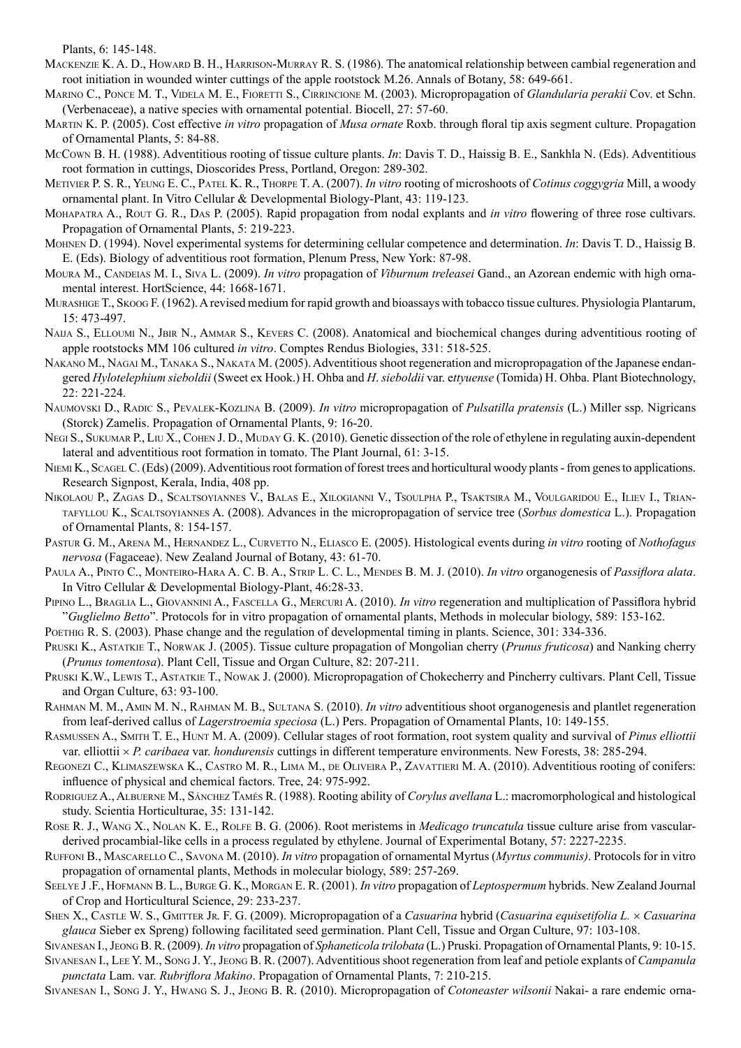Plants, 6: 145-148.

Mackenzie K. A. D., Howard B. H., Harrison-Murray R. S. (1986). The anatomical relationship between cambial regeneration and root initiation in wounded winter cuttings of the apple rootstock M.26. Annals of Botany, 58: 649-661.

Marino C., Ponce M. T., Videla M. E., Fioretti S., Cirrincione M. (2003). Micropropagation of *Glandularia perakii* Cov. et Schn. (Verbenaceae), a native species with ornamental potential. Biocell, 27: 57-60.

Martin K. P. (2005). Cost effective *in vitro* propagation of *Musa ornate* Roxb. through floral tip axis segment culture. Propagation of Ornamental Plants, 5: 84-88.

McCown B. H. (1988). Adventitious rooting of tissue culture plants. *In*: Davis T. D., Haissig B. E., Sankhla N. (Eds). Adventitious root formation in cuttings, Dioscorides Press, Portland, Oregon: 289-302.

Metivier P. S. R., Yeung E. C., Patel K. R., Thorpe T. A. (2007). *In vitro* rooting of microshoots of *Cotinus coggygria* Mill, a woody ornamental plant. In Vitro Cellular & Developmental Biology-Plant, 43: 119-123.

Mohapatra A., Rout G. R., Das P. (2005). Rapid propagation from nodal explants and *in vitro* flowering of three rose cultivars. Propagation of Ornamental Plants, 5: 219-223.

Mohnen D. (1994). Novel experimental systems for determining cellular competence and determination. *In*: Davis T. D., Haissig B. E. (Eds). Biology of adventitious root formation, Plenum Press, New York: 87-98.

Moura M., Candeias M. I., Siva L. (2009). *In vitro* propagation of *Viburnum treleasei* Gand., an Azorean endemic with high ornamental interest. HortScience, 44: 1668-1671.

Murashige T., Skoog F. (1962). A revised medium for rapid growth and bioassays with tobacco tissue cultures. Physiologia Plantarum, 15: 473-497.

Naija S., Elloumi N., Jbir N., Ammar S., Kevers C. (2008). Anatomical and biochemical changes during adventitious rooting of apple rootstocks MM 106 cultured *in vitro*. Comptes Rendus Biologies, 331: 518-525.

Nakano M., Nagai M., Tanaka S., Nakata M. (2005). Adventitious shoot regeneration and micropropagation of the Japanese endangered *Hylotelephium sieboldii* (Sweet ex Hook.) H. Ohba and *H. sieboldii* var. e*ttyuense* (Tomida) H. Ohba. Plant Biotechnology, 22: 221-224.

Naumovski D., Radic S., Pevalek-Kozlina B. (2009). *In vitro* micropropagation of *Pulsatilla pratensis* (L.) Miller ssp. Nigricans (Storck) Zamelis. Propagation of Ornamental Plants, 9: 16-20.

Negi S., Sukumar P., Liu X., Cohen J. D., Muday G. K. (2010). Genetic dissection of the role of ethylene in regulating auxin-dependent lateral and adventitious root formation in tomato. The Plant Journal, 61: 3-15.

Niemi K., Scagel C. (Eds) (2009). Adventitious root formation of forest trees and horticultural woody plants - from genes to applications. Research Signpost, Kerala, India, 408 pp.

Nikolaou P., Zagas D., Scaltsoyiannes V., Balas E., Xilogianni V., Tsoulpha P., Tsaktsira M., Voulgaridou E., Iliev I., Triantafyllou K., Scaltsoyiannes A. (2008). Advances in the micropropagation of service tree (*Sorbus domestica* L.). Propagation of Ornamental Plants, 8: 154-157.

Pastur G. M., Arena M., Hernandez L., Curvetto N., Eliasco E. (2005). Histological events during *in vitro* rooting of *Nothofagus nervosa* (Fagaceae). New Zealand Journal of Botany, 43: 61-70.

Paula A., Pinto C., Monteiro-Hara A. C. B. A., Strip L. C. L., Mendes B. M. J. (2010). *In vitro* organogenesis of *Passiflora alata*. In Vitro Cellular & Developmental Biology-Plant, 46:28-33.

Pipino L., Braglia L., Giovannini A., Fascella G., Mercuri A. (2010). *In vitro* regeneration and multiplication of Passiflora hybrid "*Guglielmo Betto*". Protocols for in vitro propagation of ornamental plants, Methods in molecular biology, 589: 153-162.

Poethig R. S. (2003). Phase change and the regulation of developmental timing in plants. Science, 301: 334-336.

Pruski K., Astatkie T., Norwak J. (2005). Tissue culture propagation of Mongolian cherry (*Prunus fruticosa*) and Nanking cherry (*Prunus tomentosa*). Plant Cell, Tissue and Organ Culture, 82: 207-211.

Pruski K.W., Lewis T., Astatkie T., Nowak J. (2000). Micropropagation of Chokecherry and Pincherry cultivars. Plant Cell, Tissue and Organ Culture, 63: 93-100.

Rahman M. M., Amin M. N., Rahman M. B., Sultana S. (2010). *In vitro* adventitious shoot organogenesis and plantlet regeneration from leaf-derived callus of *Lagerstroemia speciosa* (L.) Pers. Propagation of Ornamental Plants, 10: 149-155.

Rasmussen A., Smith T. E., Hunt M. A. (2009). Cellular stages of root formation, root system quality and survival of *Pinus elliottii* var. elliottii × *P. caribaea* var. *hondurensis* cuttings in different temperature environments. New Forests, 38: 285-294.

Regonezi C., Klimaszewska K., Castro M. R., Lima M., de Oliveira P., Zavattieri M. A. (2010). Adventitious rooting of conifers: influence of physical and chemical factors. Tree, 24: 975-992.

Rodriguez A., Albuerne M., Sánchez Tamés R. (1988). Rooting ability of *Corylus avellana* L.: macromorphological and histological study. Scientia Horticulturae, 35: 131-142.

Rose R. J., Wang X., Nolan K. E., Rolfe B. G. (2006). Root meristems in *Medicago truncatula* tissue culture arise from vascular-derived procambial-like cells in a process regulated by ethylene. Journal of Experimental Botany, 57: 2227-2235.

Ruffoni B., Mascarello C., Savona M. (2010). *In vitro* propagation of ornamental Myrtus (*Myrtus communis)*. Protocols for in vitro propagation of ornamental plants, Methods in molecular biology, 589: 257-269.

Seelye J .F., Hofmann B. L., Burge G. K., Morgan E. R. (2001). *In vitro* propagation of *Leptospermum* hybrids. New Zealand Journal of Crop and Horticultural Science, 29: 233-237.

Shen X., Castle W. S., Gmitter Jr. F. G. (2009). Micropropagation of a *Casuarina* hybrid (*Casuarina equisetifolia L.* × *Casuarina glauca* Sieber ex Spreng) following facilitated seed germination. Plant Cell, Tissue and Organ Culture, 97: 103-108.

Sivanesan I., Jeong B. R. (2009). *In vitro* propagation of *Sphaneticola trilobata* (L.) Pruski. Propagation of Ornamental Plants, 9: 10-15.

Sivanesan I., Lee Y. M., Song J. Y., Jeong B. R. (2007). Adventitious shoot regeneration from leaf and petiole explants of *Campanula punctata* Lam. var. *Rubriflora Makino*. Propagation of Ornamental Plants, 7: 210-215.

Sivanesan I., Song J. Y., Hwang S. J., Jeong B. R. (2010). Micropropagation of *Cotoneaster wilsonii* Nakai- a rare endemic orna-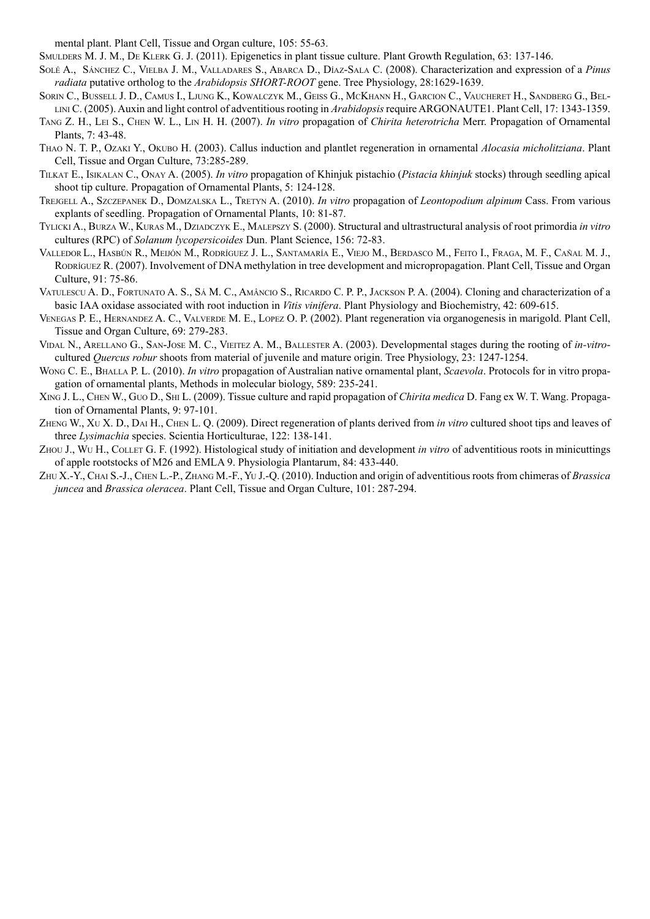mental plant. Plant Cell, Tissue and Organ culture, 105: 55-63.

Smulders M. J. M., De Klerk G. J. (2011). Epigenetics in plant tissue culture. Plant Growth Regulation, 63: 137-146.

Solé A., Sánchez C., Vielba J. M., Valladares S., Abarca D., Díaz-Sala C. (2008). Characterization and expression of a *Pinus radiata* putative ortholog to the *Arabidopsis SHORT-ROOT* gene. Tree Physiology, 28:1629-1639.

Sorin C., Bussell J. D., Camus I., Ljung K., Kowalczyk M., Geiss G., McKhann H., Garcion C., Vaucheret H., Sandberg G., Bellini C. (2005). Auxin and light control of adventitious rooting in *Arabidopsis* require ARGONAUTE1. Plant Cell, 17: 1343-1359.

Tang Z. H., Lei S., Chen W. L., Lin H. H. (2007). *In vitro* propagation of *Chirita heterotricha* Merr. Propagation of Ornamental Plants, 7: 43-48.

Thao N. T. P., Ozaki Y., Okubo H. (2003). Callus induction and plantlet regeneration in ornamental *Alocasia micholitziana*. Plant Cell, Tissue and Organ Culture, 73:285-289.

Tilkat E., Isikalan C., Onay A. (2005). *In vitro* propagation of Khinjuk pistachio (*Pistacia khinjuk* stocks) through seedling apical shoot tip culture. Propagation of Ornamental Plants, 5: 124-128.

Trejgell A., Szczepanek D., Domzalska L., Tretyn A. (2010). *In vitro* propagation of *Leontopodium alpinum* Cass. From various explants of seedling. Propagation of Ornamental Plants, 10: 81-87.

Tylicki A., Burza W., Kuras M., Dziadczyk E., Malepszy S. (2000). Structural and ultrastructural analysis of root primordia *in vitro* cultures (RPC) of *Solanum lycopersicoides* Dun. Plant Science, 156: 72-83.

Valledor L., Hasbún R., Meijón M., Rodríguez J. L., Santamaría E., Viejo M., Berdasco M., Feito I., Fraga, M. F., Cañal M. J., Rodríguez R. (2007). Involvement of DNA methylation in tree development and micropropagation. Plant Cell, Tissue and Organ Culture, 91: 75-86.

Vatulescu A. D., Fortunato A. S., Sá M. C., Amâncio S., Ricardo C. P. P., Jackson P. A. (2004). Cloning and characterization of a basic IAA oxidase associated with root induction in *Vitis vinifera*. Plant Physiology and Biochemistry, 42: 609-615.

Venegas P. E., Hernandez A. C., Valverde M. E., Lopez O. P. (2002). Plant regeneration via organogenesis in marigold. Plant Cell, Tissue and Organ Culture, 69: 279-283.

Vidal N., Arellano G., San-Jose M. C., Vieitez A. M., Ballester A. (2003). Developmental stages during the rooting of *in-vitro*-cultured *Quercus robur* shoots from material of juvenile and mature origin. Tree Physiology, 23: 1247-1254.

Wong C. E., Bhalla P. L. (2010). *In vitro* propagation of Australian native ornamental plant, *Scaevola*. Protocols for in vitro propagation of ornamental plants, Methods in molecular biology, 589: 235-241.

Xing J. L., Chen W., Guo D., Shi L. (2009). Tissue culture and rapid propagation of *Chirita medica* D. Fang ex W. T. Wang. Propagation of Ornamental Plants, 9: 97-101.

Zheng W., Xu X. D., Dai H., Chen L. Q. (2009). Direct regeneration of plants derived from *in vitro* cultured shoot tips and leaves of three *Lysimachia* species. Scientia Horticulturae, 122: 138-141.

Zhou J., Wu H., Collet G. F. (1992). Histological study of initiation and development *in vitro* of adventitious roots in minicuttings of apple rootstocks of M26 and EMLA 9. Physiologia Plantarum, 84: 433-440.

Zhu X.-Y., Chai S.-J., Chen L.-P., Zhang M.-F., Yu J.-Q. (2010). Induction and origin of adventitious roots from chimeras of *Brassica juncea* and *Brassica oleracea*. Plant Cell, Tissue and Organ Culture, 101: 287-294.